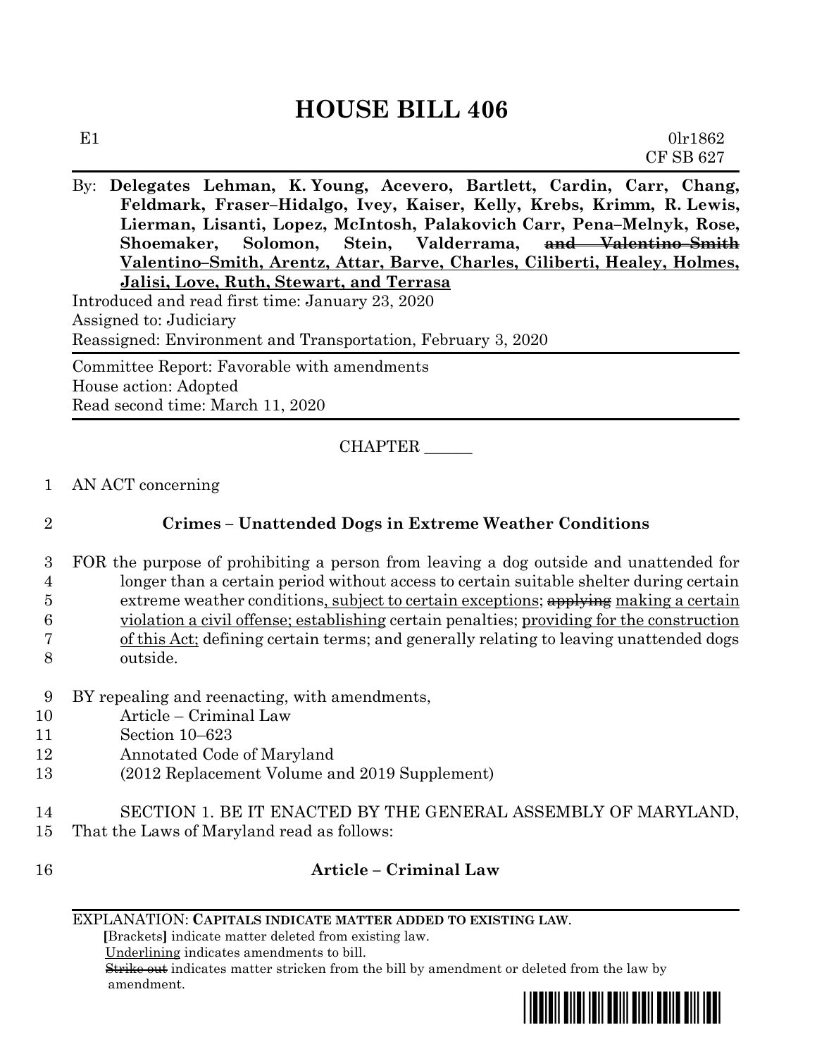# HOUSE BILL 406

E1 0lr1862
CF SB 627

By: **Delegates Lehman, K. Young, Acevero, Bartlett, Cardin, Carr, Chang, Feldmark, Fraser–Hidalgo, Ivey, Kaiser, Kelly, Krebs, Krimm, R. Lewis, Lierman, Lisanti, Lopez, McIntosh, Palakovich Carr, Pena–Melnyk, Rose, Shoemaker, Solomon, Stein, Valderrama, ~~and Valentino–Smith~~ <u>Valentino–Smith, Arentz, Attar, Barve, Charles, Ciliberti, Healey, Holmes, Jalisi, Love, Ruth, Stewart, and Terrasa</u>**

Introduced and read first time: January 23, 2020
Assigned to: Judiciary
Reassigned: Environment and Transportation, February 3, 2020

Committee Report: Favorable with amendments
House action: Adopted
Read second time: March 11, 2020

CHAPTER ______

1 AN ACT concerning

2 **Crimes – Unattended Dogs in Extreme Weather Conditions**

3 FOR the purpose of prohibiting a person from leaving a dog outside and unattended for
4 longer than a certain period without access to certain suitable shelter during certain
5 extreme weather conditions<u>, subject to certain exceptions</u>; ~~applying~~ <u>making a certain</u>
6 <u>violation a civil offense; establishing</u> certain penalties; <u>providing for the construction</u>
7 <u>of this Act;</u> defining certain terms; and generally relating to leaving unattended dogs
8 outside.

9 BY repealing and reenacting, with amendments,
10 Article – Criminal Law
11 Section 10–623
12 Annotated Code of Maryland
13 (2012 Replacement Volume and 2019 Supplement)

14 SECTION 1. BE IT ENACTED BY THE GENERAL ASSEMBLY OF MARYLAND,
15 That the Laws of Maryland read as follows:

16 **Article – Criminal Law**

EXPLANATION: **CAPITALS INDICATE MATTER ADDED TO EXISTING LAW.**
**[**Brackets**]** indicate matter deleted from existing law.
<u>Underlining</u> indicates amendments to bill.
~~Strike out~~ indicates matter stricken from the bill by amendment or deleted from the law by amendment.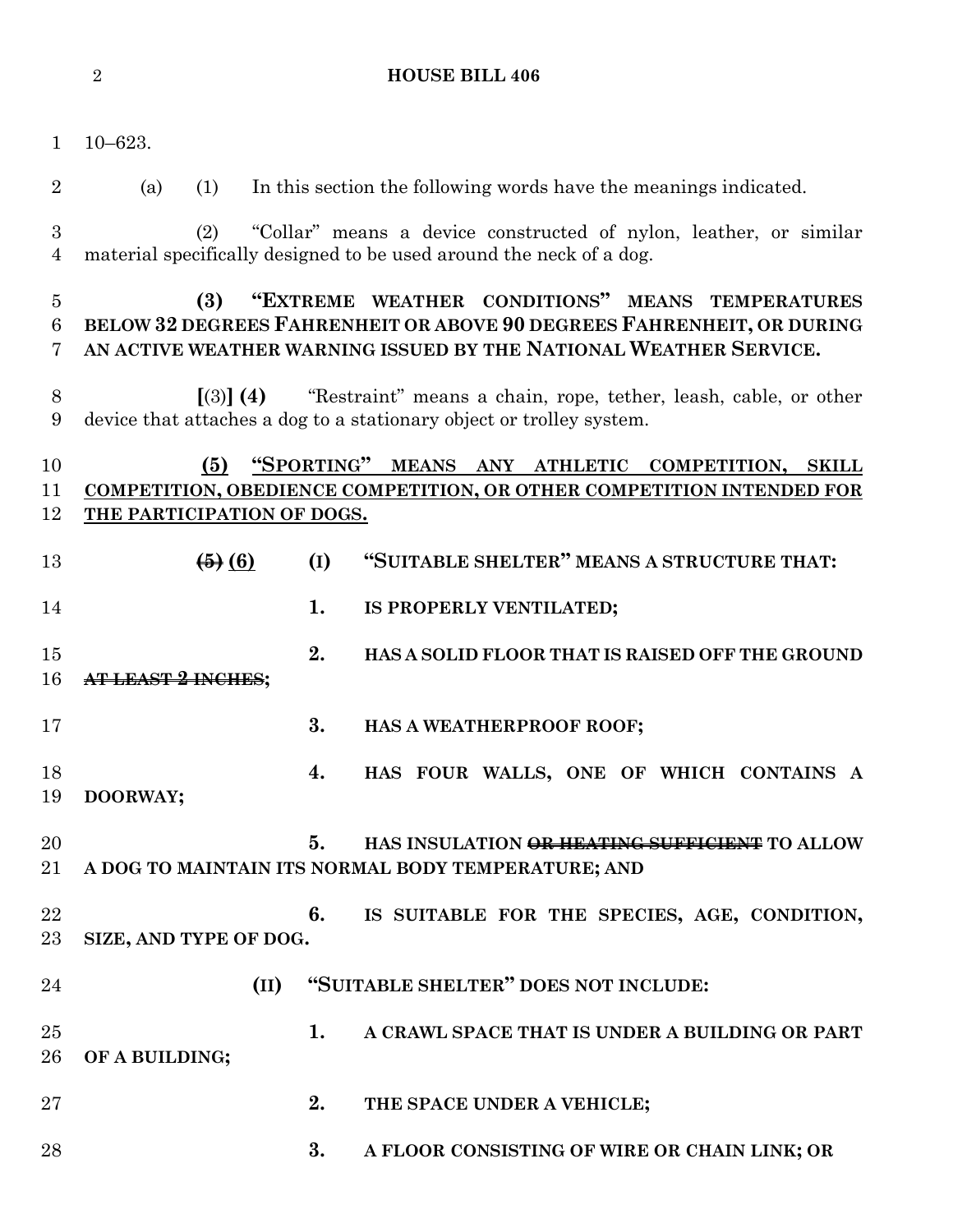10–623.

(a) (1) In this section the following words have the meanings indicated.

(2) "Collar" means a device constructed of nylon, leather, or similar material specifically designed to be used around the neck of a dog.

**(3) "EXTREME WEATHER CONDITIONS" MEANS TEMPERATURES BELOW 32 DEGREES FAHRENHEIT OR ABOVE 90 DEGREES FAHRENHEIT, OR DURING AN ACTIVE WEATHER WARNING ISSUED BY THE NATIONAL WEATHER SERVICE.**

**[**(3)**] (4)** "Restraint" means a chain, rope, tether, leash, cable, or other device that attaches a dog to a stationary object or trolley system.

<u>**(5) "SPORTING" MEANS ANY ATHLETIC COMPETITION, SKILL COMPETITION, OBEDIENCE COMPETITION, OR OTHER COMPETITION INTENDED FOR THE PARTICIPATION OF DOGS.**</u>

~~**(5)**~~ <u>**(6)**</u> **(I) "SUITABLE SHELTER" MEANS A STRUCTURE THAT:**

**1. IS PROPERLY VENTILATED;**

**2. HAS A SOLID FLOOR THAT IS RAISED OFF THE GROUND** ~~**AT LEAST 2 INCHES**~~**;**

**3. HAS A WEATHERPROOF ROOF;**

**4. HAS FOUR WALLS, ONE OF WHICH CONTAINS A DOORWAY;**

**5. HAS INSULATION** ~~**OR HEATING SUFFICIENT**~~ **TO ALLOW A DOG TO MAINTAIN ITS NORMAL BODY TEMPERATURE; AND**

**6. IS SUITABLE FOR THE SPECIES, AGE, CONDITION, SIZE, AND TYPE OF DOG.**

**(II) "SUITABLE SHELTER" DOES NOT INCLUDE:**

**1. A CRAWL SPACE THAT IS UNDER A BUILDING OR PART OF A BUILDING;**

**2. THE SPACE UNDER A VEHICLE;**

**3. A FLOOR CONSISTING OF WIRE OR CHAIN LINK; OR**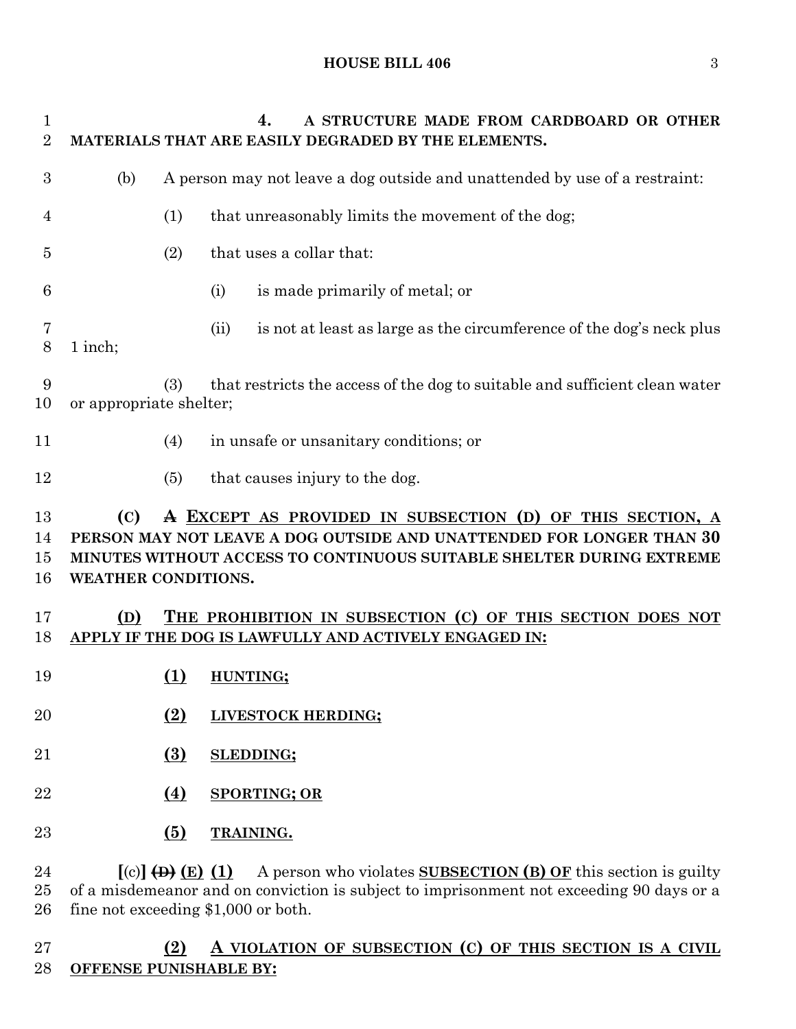4. A STRUCTURE MADE FROM CARDBOARD OR OTHER MATERIALS THAT ARE EASILY DEGRADED BY THE ELEMENTS.

(b) A person may not leave a dog outside and unattended by use of a restraint:

(1) that unreasonably limits the movement of the dog;

(2) that uses a collar that:

(i) is made primarily of metal; or

(ii) is not at least as large as the circumference of the dog's neck plus 1 inch;

(3) that restricts the access of the dog to suitable and sufficient clean water or appropriate shelter;

(4) in unsafe or unsanitary conditions; or

(5) that causes injury to the dog.

**(C)** ~~**A**~~ **<u>EXCEPT AS PROVIDED IN SUBSECTION (D) OF THIS SECTION, A</u> PERSON MAY NOT LEAVE A DOG OUTSIDE AND UNATTENDED FOR LONGER THAN 30 MINUTES WITHOUT ACCESS TO CONTINUOUS SUITABLE SHELTER DURING EXTREME WEATHER CONDITIONS.**

**<u>(D) THE PROHIBITION IN SUBSECTION (C) OF THIS SECTION DOES NOT APPLY IF THE DOG IS LAWFULLY AND ACTIVELY ENGAGED IN:</u>**

**<u>(1) HUNTING;</u>**

**<u>(2) LIVESTOCK HERDING;</u>**

**<u>(3) SLEDDING;</u>**

**<u>(4) SPORTING; OR</u>**

**<u>(5) TRAINING.</u>**

**[**(c)**]** ~~**(D)**~~ **<u>(E)</u> <u>(1)</u>** A person who violates **<u>SUBSECTION (B) OF</u>** this section is guilty of a misdemeanor and on conviction is subject to imprisonment not exceeding 90 days or a fine not exceeding $1,000 or both.

**<u>(2) A VIOLATION OF SUBSECTION (C) OF THIS SECTION IS A CIVIL OFFENSE PUNISHABLE BY:</u>**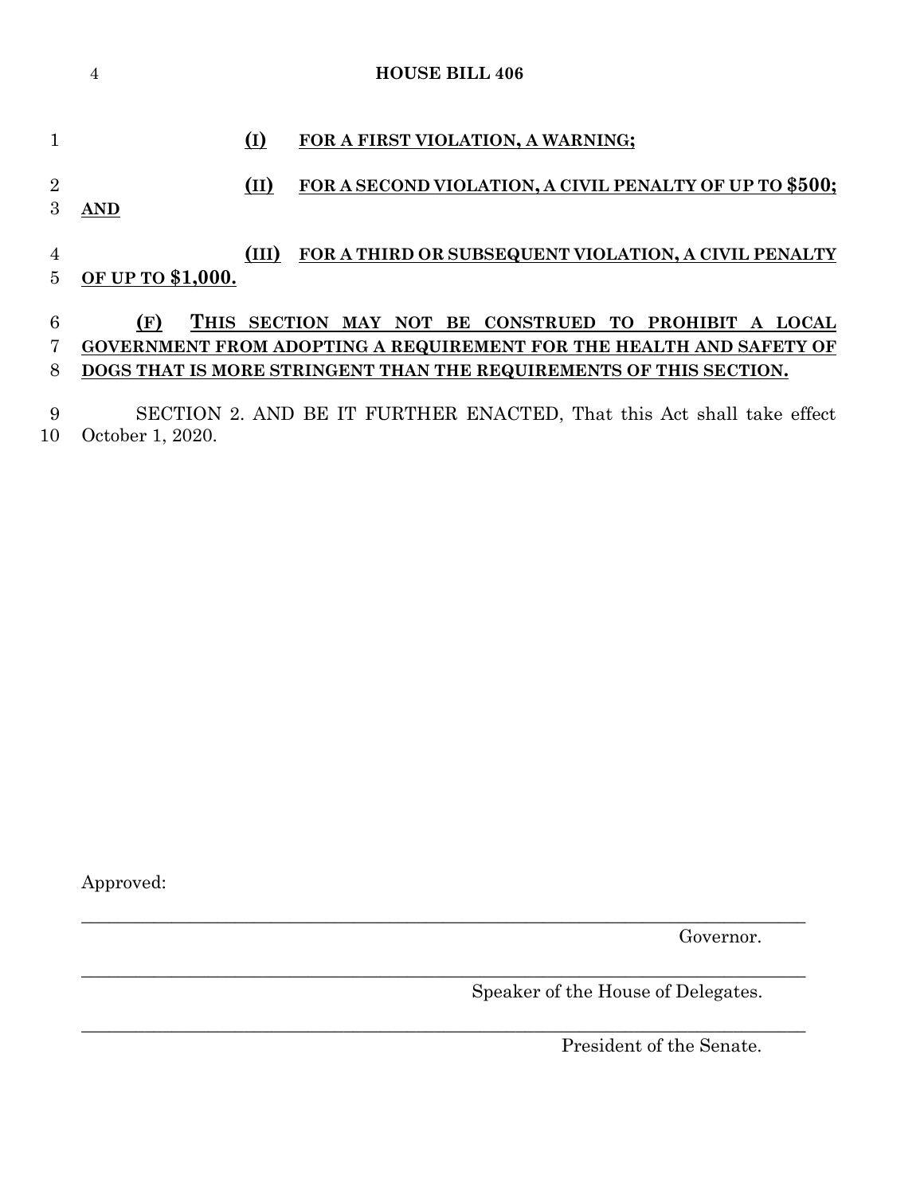(I) FOR A FIRST VIOLATION, A WARNING;

(II) FOR A SECOND VIOLATION, A CIVIL PENALTY OF UP TO $500; AND

(III) FOR A THIRD OR SUBSEQUENT VIOLATION, A CIVIL PENALTY OF UP TO $1,000.

(F) THIS SECTION MAY NOT BE CONSTRUED TO PROHIBIT A LOCAL GOVERNMENT FROM ADOPTING A REQUIREMENT FOR THE HEALTH AND SAFETY OF DOGS THAT IS MORE STRINGENT THAN THE REQUIREMENTS OF THIS SECTION.

SECTION 2. AND BE IT FURTHER ENACTED, That this Act shall take effect October 1, 2020.

Approved:

\_\_\_\_\_\_\_\_\_\_\_\_\_\_\_\_\_\_\_\_\_\_\_\_\_\_\_\_\_\_\_\_\_\_\_\_\_\_\_\_\_\_\_\_\_\_\_\_

Governor.

\_\_\_\_\_\_\_\_\_\_\_\_\_\_\_\_\_\_\_\_\_\_\_\_\_\_\_\_\_\_\_\_\_\_\_\_\_\_\_\_\_\_\_\_\_\_\_\_

Speaker of the House of Delegates.

\_\_\_\_\_\_\_\_\_\_\_\_\_\_\_\_\_\_\_\_\_\_\_\_\_\_\_\_\_\_\_\_\_\_\_\_\_\_\_\_\_\_\_\_\_\_\_\_

President of the Senate.